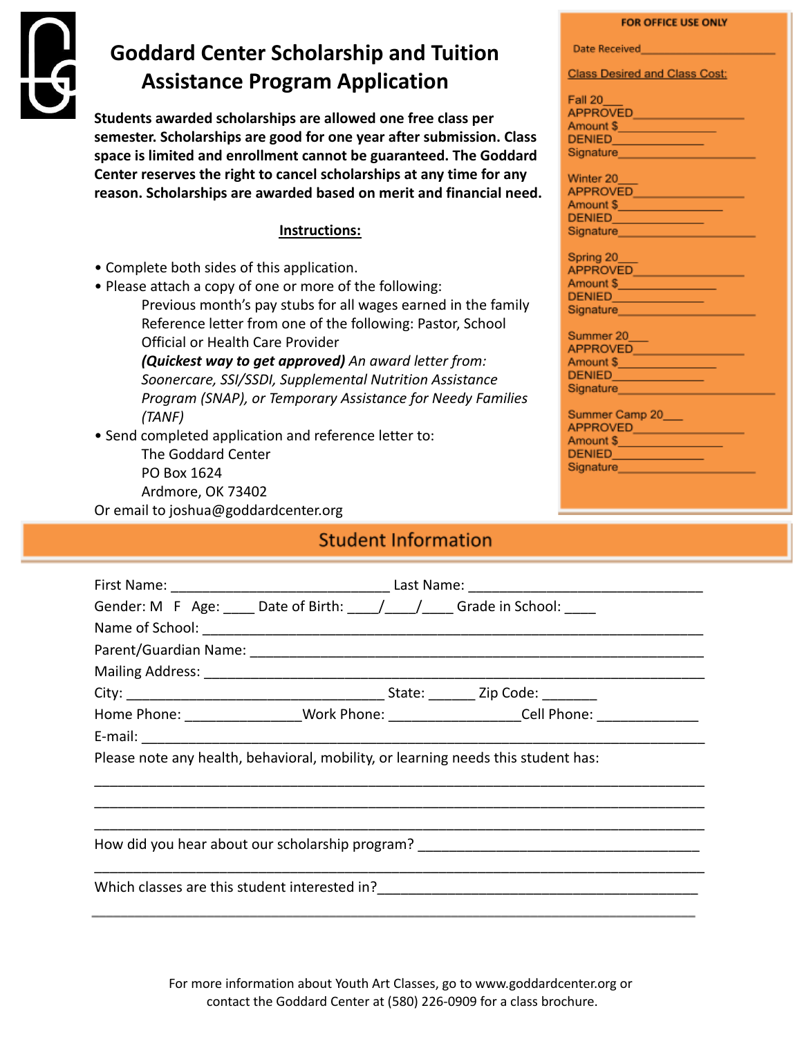# Goddard Center Scholarship and Tuition Assistance Program Application

**Students awarded scholarships are allowed one free class per semester. Scholarships are good for one year after submission. Class space is limited and enrollment cannot be guaranteed. The Goddard Center reserves the right to cancel scholarships at any time for any reason. Scholarships are awarded based on merit and financial need.**

**Instructions:**

- Complete both sides of this application.
- Please attach a copy of one or more of the following:
  - Previous month's pay stubs for all wages earned in the family
  - Reference letter from one of the following: Pastor, School Official or Health Care Provider
  - ***(Quickest way to get approved)*** *An award letter from: Soonercare, SSI/SSDI, Supplemental Nutrition Assistance Program (SNAP), or Temporary Assistance for Needy Families (TANF)*
- Send completed application and reference letter to:
  - The Goddard Center
  - PO Box 1624
  - Ardmore, OK 73402

Or email to joshua@goddardcenter.org

**FOR OFFICE USE ONLY**

Date Received_______________

Class Desired and Class Cost:

Fall 20___
APPROVED_______________
Amount $_______________
DENIED_______________
Signature_______________

Winter 20___
APPROVED_______________
Amount $_______________
DENIED_______________
Signature_______________

Spring 20___
APPROVED_______________
Amount $_______________
DENIED_______________
Signature_______________

Summer 20___
APPROVED_______________
Amount $_______________
DENIED_______________
Signature_______________

Summer Camp 20___
APPROVED_______________
Amount $_______________
DENIED_______________
Signature_______________

## Student Information

First Name: ____________________________ Last Name: ______________________________

Gender: M F Age: ____ Date of Birth: ____/____/____ Grade in School: ____

Name of School: ______________________________________________________________

Parent/Guardian Name: _________________________________________________________

Mailing Address: ______________________________________________________________

City: _________________________________ State: ______ Zip Code: _______

Home Phone: _______________Work Phone: ________________Cell Phone: _____________

E-mail: ______________________________________________________________________

Please note any health, behavioral, mobility, or learning needs this student has:

______________________________________________________________________________

______________________________________________________________________________

______________________________________________________________________________

How did you hear about our scholarship program? ___________________________________

______________________________________________________________________________

Which classes are this student interested in?_______________________________________

For more information about Youth Art Classes, go to www.goddardcenter.org or contact the Goddard Center at (580) 226-0909 for a class brochure.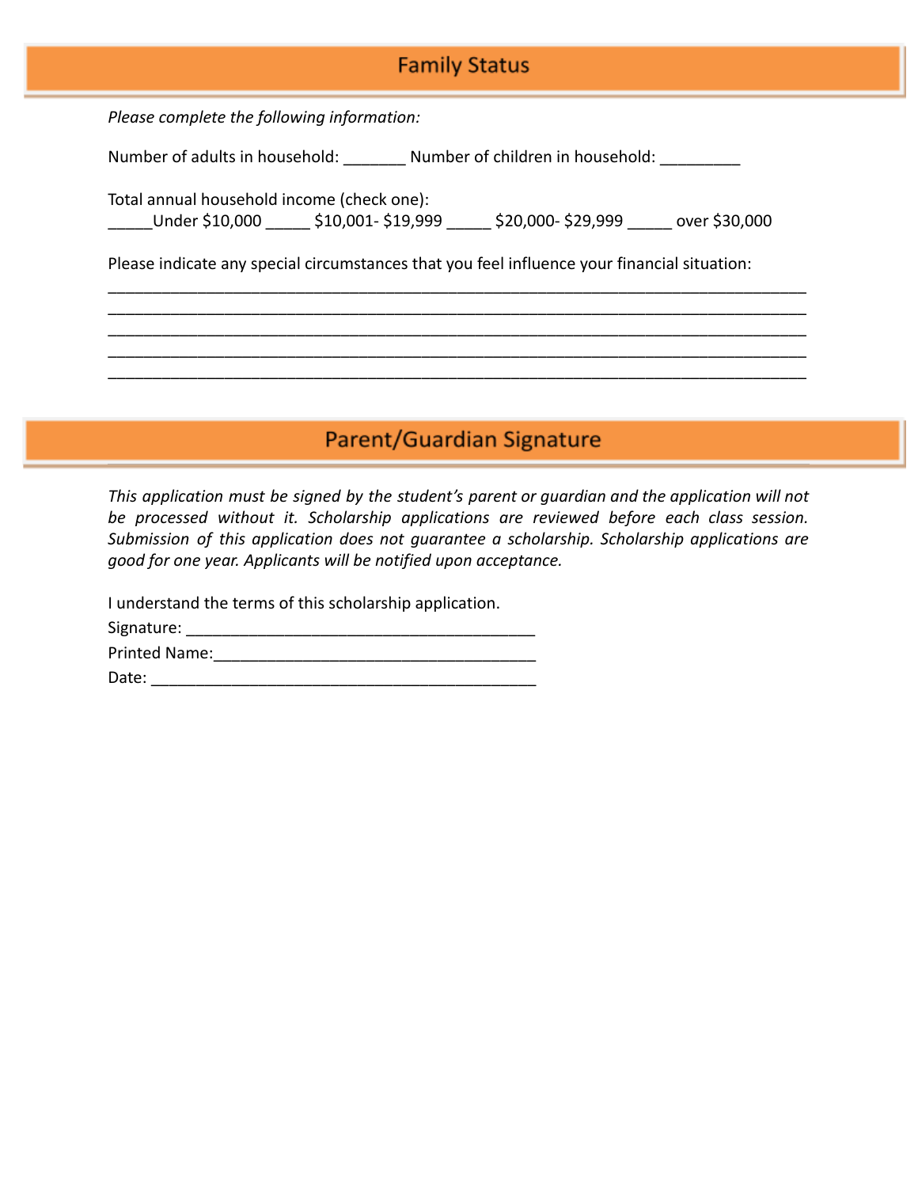## Family Status

*Please complete the following information:*

Number of adults in household: _______ Number of children in household: _________

Total annual household income (check one):
_____Under $10,000 _____ $10,001- $19,999 _____ $20,000- $29,999 _____ over $30,000

Please indicate any special circumstances that you feel influence your financial situation:
_______________________________________________________________________________
_______________________________________________________________________________
_______________________________________________________________________________
_______________________________________________________________________________
_______________________________________________________________________________

## Parent/Guardian Signature

*This application must be signed by the student's parent or guardian and the application will not be processed without it. Scholarship applications are reviewed before each class session. Submission of this application does not guarantee a scholarship. Scholarship applications are good for one year. Applicants will be notified upon acceptance.*

I understand the terms of this scholarship application.
Signature: ________________________________________
Printed Name:_____________________________________
Date: ____________________________________________